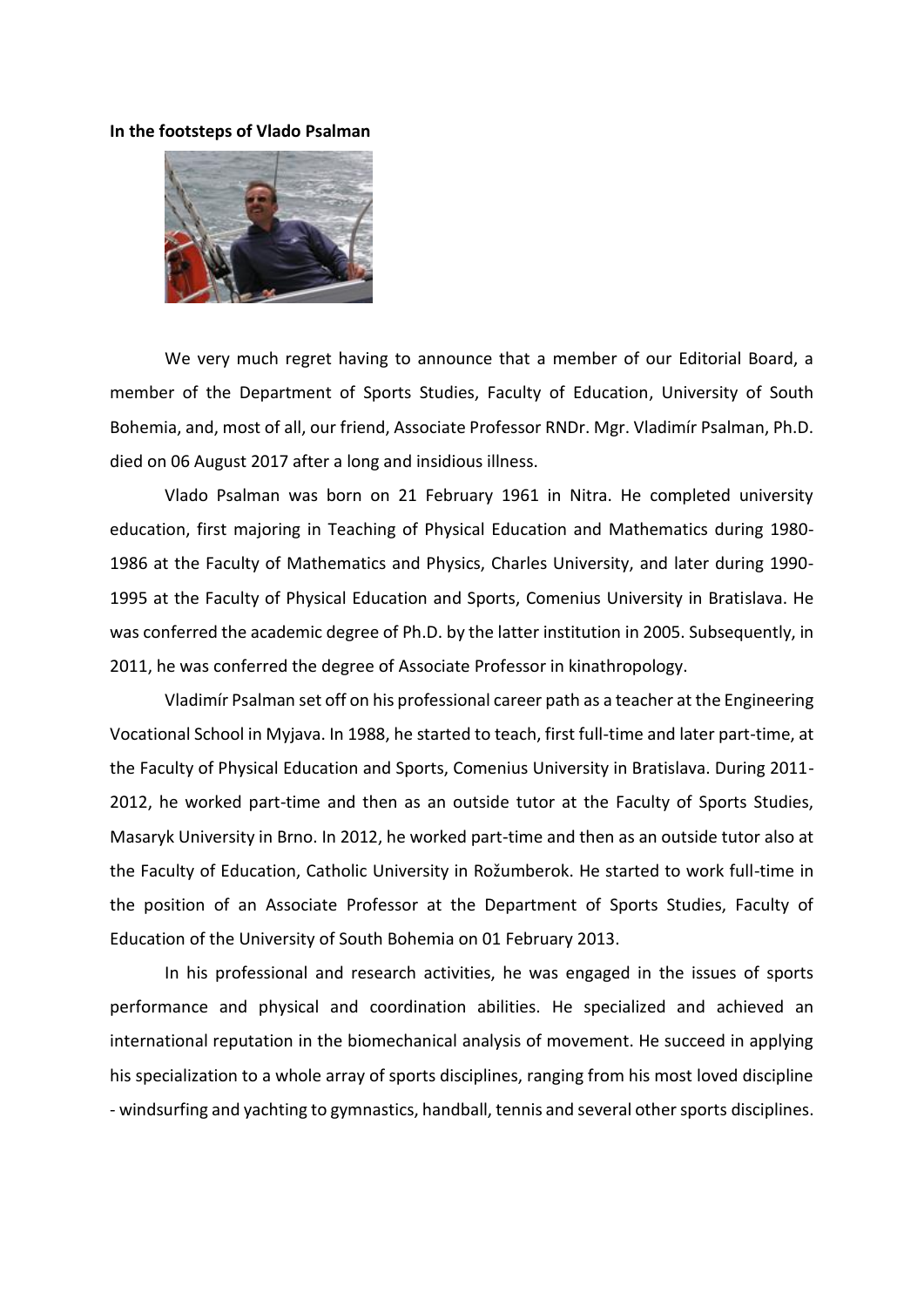**In the footsteps of Vlado Psalman**

We very much regret having to announce that a member of our Editorial Board, a member of the Department of Sports Studies, Faculty of Education, University of South Bohemia, and, most of all, our friend, Associate Professor RNDr. Mgr. Vladimír Psalman, Ph.D. died on 06 August 2017 after a long and insidious illness.

Vlado Psalman was born on 21 February 1961 in Nitra. He completed university education, first majoring in Teaching of Physical Education and Mathematics during 1980-1986 at the Faculty of Mathematics and Physics, Charles University, and later during 1990-1995 at the Faculty of Physical Education and Sports, Comenius University in Bratislava. He was conferred the academic degree of Ph.D. by the latter institution in 2005. Subsequently, in 2011, he was conferred the degree of Associate Professor in kinathropology.

Vladimír Psalman set off on his professional career path as a teacher at the Engineering Vocational School in Myjava. In 1988, he started to teach, first full-time and later part-time, at the Faculty of Physical Education and Sports, Comenius University in Bratislava. During 2011-2012, he worked part-time and then as an outside tutor at the Faculty of Sports Studies, Masaryk University in Brno. In 2012, he worked part-time and then as an outside tutor also at the Faculty of Education, Catholic University in Rožumberok. He started to work full-time in the position of an Associate Professor at the Department of Sports Studies, Faculty of Education of the University of South Bohemia on 01 February 2013.

In his professional and research activities, he was engaged in the issues of sports performance and physical and coordination abilities. He specialized and achieved an international reputation in the biomechanical analysis of movement. He succeed in applying his specialization to a whole array of sports disciplines, ranging from his most loved discipline - windsurfing and yachting to gymnastics, handball, tennis and several other sports disciplines.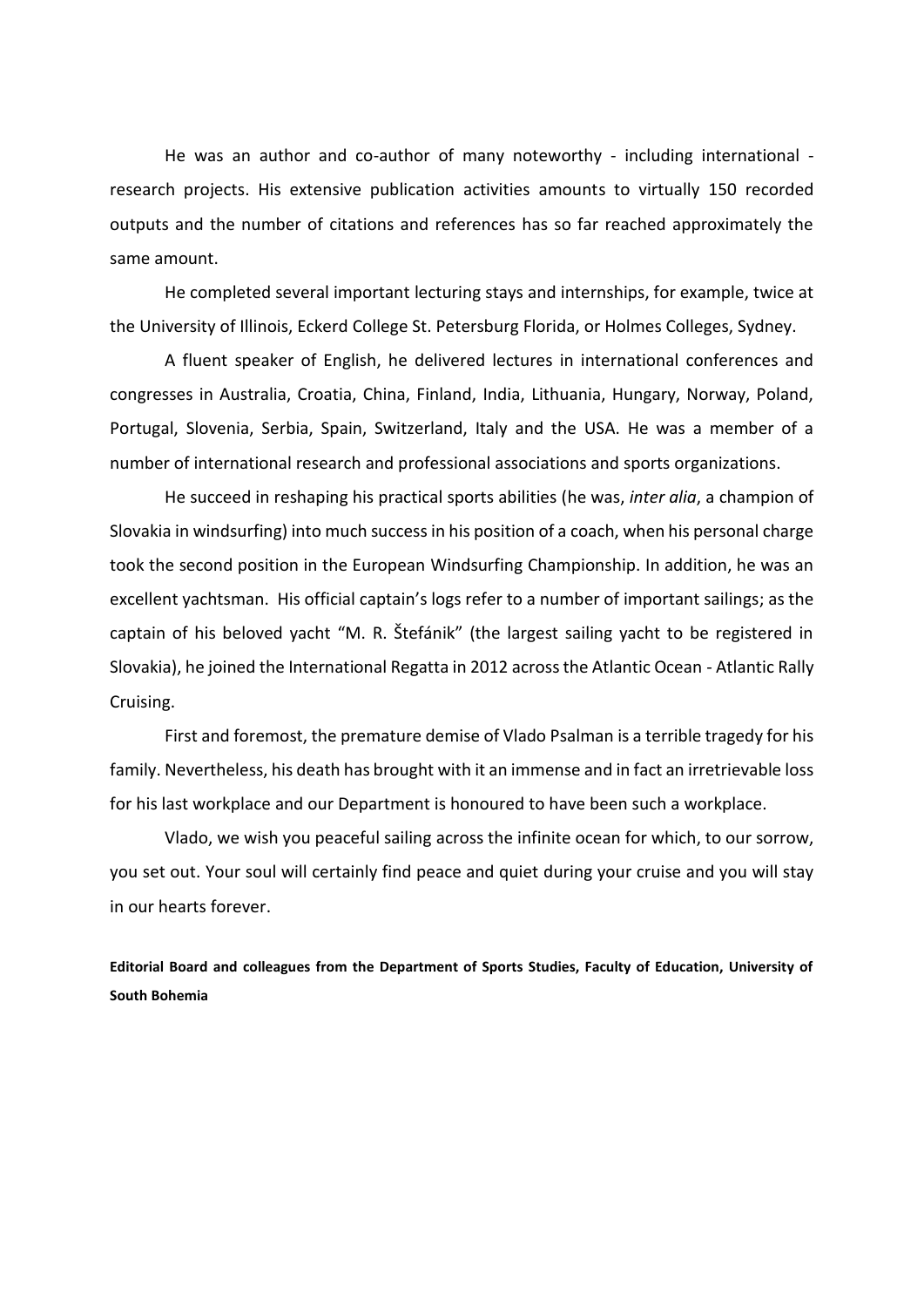He was an author and co-author of many noteworthy - including international - research projects. His extensive publication activities amounts to virtually 150 recorded outputs and the number of citations and references has so far reached approximately the same amount.

He completed several important lecturing stays and internships, for example, twice at the University of Illinois, Eckerd College St. Petersburg Florida, or Holmes Colleges, Sydney.

A fluent speaker of English, he delivered lectures in international conferences and congresses in Australia, Croatia, China, Finland, India, Lithuania, Hungary, Norway, Poland, Portugal, Slovenia, Serbia, Spain, Switzerland, Italy and the USA. He was a member of a number of international research and professional associations and sports organizations.

He succeed in reshaping his practical sports abilities (he was, *inter alia*, a champion of Slovakia in windsurfing) into much success in his position of a coach, when his personal charge took the second position in the European Windsurfing Championship. In addition, he was an excellent yachtsman. His official captain's logs refer to a number of important sailings; as the captain of his beloved yacht "M. R. Štefánik" (the largest sailing yacht to be registered in Slovakia), he joined the International Regatta in 2012 across the Atlantic Ocean - Atlantic Rally Cruising.

First and foremost, the premature demise of Vlado Psalman is a terrible tragedy for his family. Nevertheless, his death has brought with it an immense and in fact an irretrievable loss for his last workplace and our Department is honoured to have been such a workplace.

Vlado, we wish you peaceful sailing across the infinite ocean for which, to our sorrow, you set out. Your soul will certainly find peace and quiet during your cruise and you will stay in our hearts forever.

**Editorial Board and colleagues from the Department of Sports Studies, Faculty of Education, University of South Bohemia**